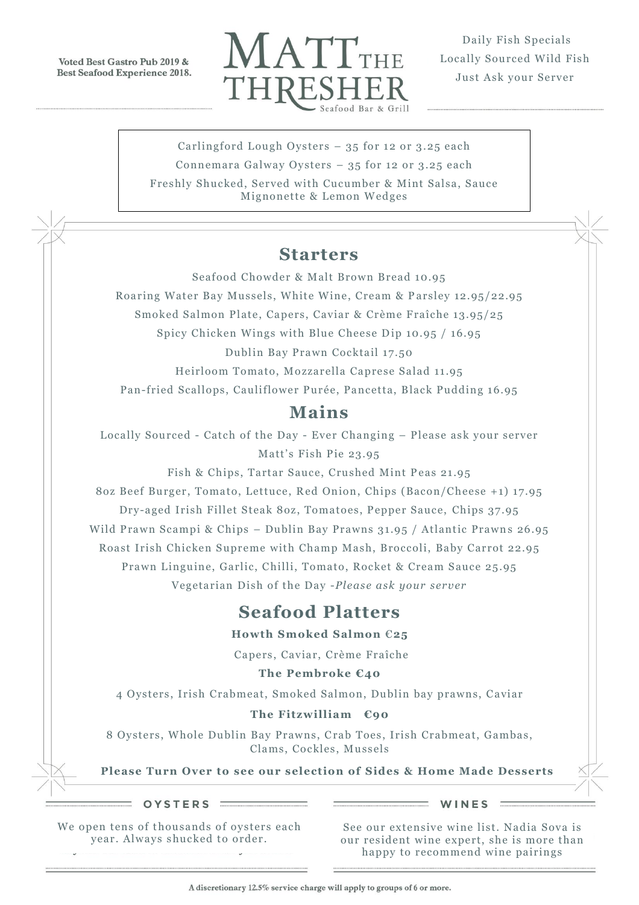**Voted Best Gastro Pub 2019 & Best Seafood Experience 2018.**

# MATT THE THRESHER

Seafood Bar & Grill

Daily Fish Specials
Locally Sourced Wild Fish
Just Ask your Server

Carlingford Lough Oysters – 35 for 12 or 3.25 each

Connemara Galway Oysters – 35 for 12 or 3.25 each

Freshly Shucked, Served with Cucumber & Mint Salsa, Sauce Mignonette & Lemon Wedges

## Starters

Seafood Chowder & Malt Brown Bread 10.95

Roaring Water Bay Mussels, White Wine, Cream & Parsley 12.95/22.95

Smoked Salmon Plate, Capers, Caviar & Crème Fraîche 13.95/25

Spicy Chicken Wings with Blue Cheese Dip 10.95 / 16.95

Dublin Bay Prawn Cocktail 17.50

Heirloom Tomato, Mozzarella Caprese Salad 11.95

Pan-fried Scallops, Cauliflower Purée, Pancetta, Black Pudding 16.95

## Mains

Locally Sourced - Catch of the Day - Ever Changing – Please ask your server

Matt's Fish Pie 23.95

Fish & Chips, Tartar Sauce, Crushed Mint Peas 21.95

8oz Beef Burger, Tomato, Lettuce, Red Onion, Chips (Bacon/Cheese +1) 17.95

Dry-aged Irish Fillet Steak 8oz, Tomatoes, Pepper Sauce, Chips 37.95

Wild Prawn Scampi & Chips – Dublin Bay Prawns 31.95 / Atlantic Prawns 26.95

Roast Irish Chicken Supreme with Champ Mash, Broccoli, Baby Carrot 22.95

Prawn Linguine, Garlic, Chilli, Tomato, Rocket & Cream Sauce 25.95

Vegetarian Dish of the Day -*Please ask your server*

## Seafood Platters

**Howth Smoked Salmon €25**

Capers, Caviar, Crème Fraîche

**The Pembroke €40**

4 Oysters, Irish Crabmeat, Smoked Salmon, Dublin bay prawns, Caviar

**The Fitzwilliam €90**

8 Oysters, Whole Dublin Bay Prawns, Crab Toes, Irish Crabmeat, Gambas, Clams, Cockles, Mussels

**Please Turn Over to see our selection of Sides & Home Made Desserts**

### OYSTERS

We open tens of thousands of oysters each year. Always shucked to order.

### WINES

See our extensive wine list. Nadia Sova is our resident wine expert, she is more than happy to recommend wine pairings

A discretionary 12.5% service charge will apply to groups of 6 or more.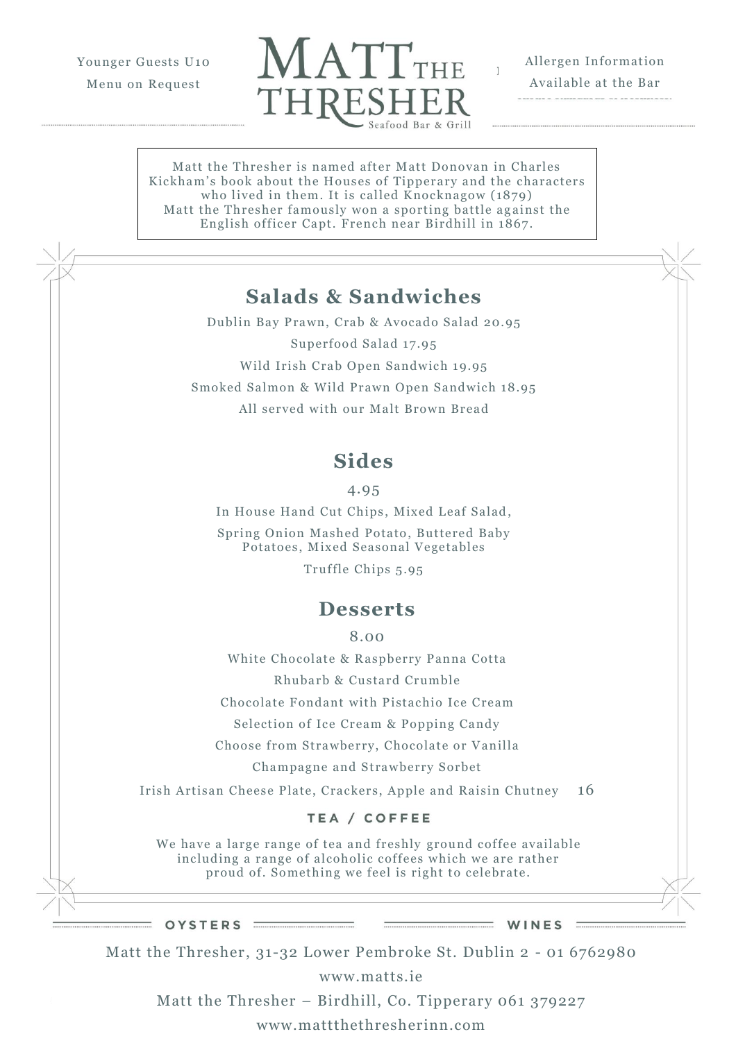Younger Guests U10 Menu on Request

# MATT THE THRESHER

Seafood Bar & Grill

Allergen Information Available at the Bar

Matt the Thresher is named after Matt Donovan in Charles Kickham's book about the Houses of Tipperary and the characters who lived in them. It is called Knocknagow (1879)
Matt the Thresher famously won a sporting battle against the English officer Capt. French near Birdhill in 1867.

## Salads & Sandwiches

Dublin Bay Prawn, Crab & Avocado Salad 20.95

Superfood Salad 17.95

Wild Irish Crab Open Sandwich 19.95

Smoked Salmon & Wild Prawn Open Sandwich 18.95

All served with our Malt Brown Bread

## Sides

4.95

In House Hand Cut Chips, Mixed Leaf Salad,

Spring Onion Mashed Potato, Buttered Baby Potatoes, Mixed Seasonal Vegetables

Truffle Chips 5.95

## Desserts

8.00

White Chocolate & Raspberry Panna Cotta

Rhubarb & Custard Crumble

Chocolate Fondant with Pistachio Ice Cream

Selection of Ice Cream & Popping Candy

Choose from Strawberry, Chocolate or Vanilla

Champagne and Strawberry Sorbet

Irish Artisan Cheese Plate, Crackers, Apple and Raisin Chutney 16

### TEA / COFFEE

We have a large range of tea and freshly ground coffee available including a range of alcoholic coffees which we are rather proud of. Something we feel is right to celebrate.

OYSTERS WINES

Matt the Thresher, 31-32 Lower Pembroke St. Dublin 2 - 01 6762980

www.matts.ie

Matt the Thresher – Birdhill, Co. Tipperary 061 379227

www.mattthethresherinn.com